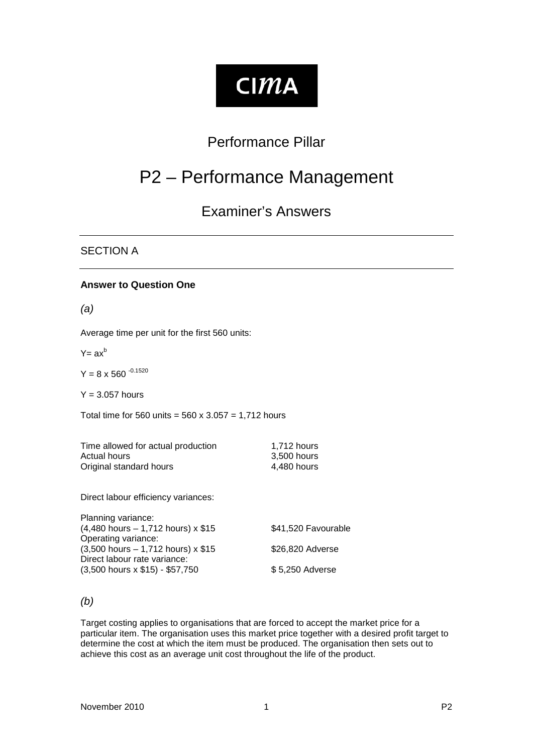CIMA

# Performance Pillar

# P2 – Performance Management

## Examiner's Answers

---

## SECTION A

---

### Answer to Question One

*(a)*

Average time per unit for the first 560 units:

$Y = ax^b$

$Y = 8 \times 560^{-0.1520}$

$Y = 3.057$ hours

Total time for 560 units = 560 x 3.057 = 1,712 hours

| | |
|---|---|
| Time allowed for actual production | 1,712 hours |
| Actual hours | 3,500 hours |
| Original standard hours | 4,480 hours |

Direct labour efficiency variances:

| | |
|---|---|
| Planning variance: | |
| (4,480 hours – 1,712 hours) x $15 | $41,520 Favourable |
| Operating variance: | |
| (3,500 hours – 1,712 hours) x $15 | $26,820 Adverse |
| Direct labour rate variance: | |
| (3,500 hours x $15) - $57,750 | $ 5,250 Adverse |

*(b)*

Target costing applies to organisations that are forced to accept the market price for a particular item. The organisation uses this market price together with a desired profit target to determine the cost at which the item must be produced. The organisation then sets out to achieve this cost as an average unit cost throughout the life of the product.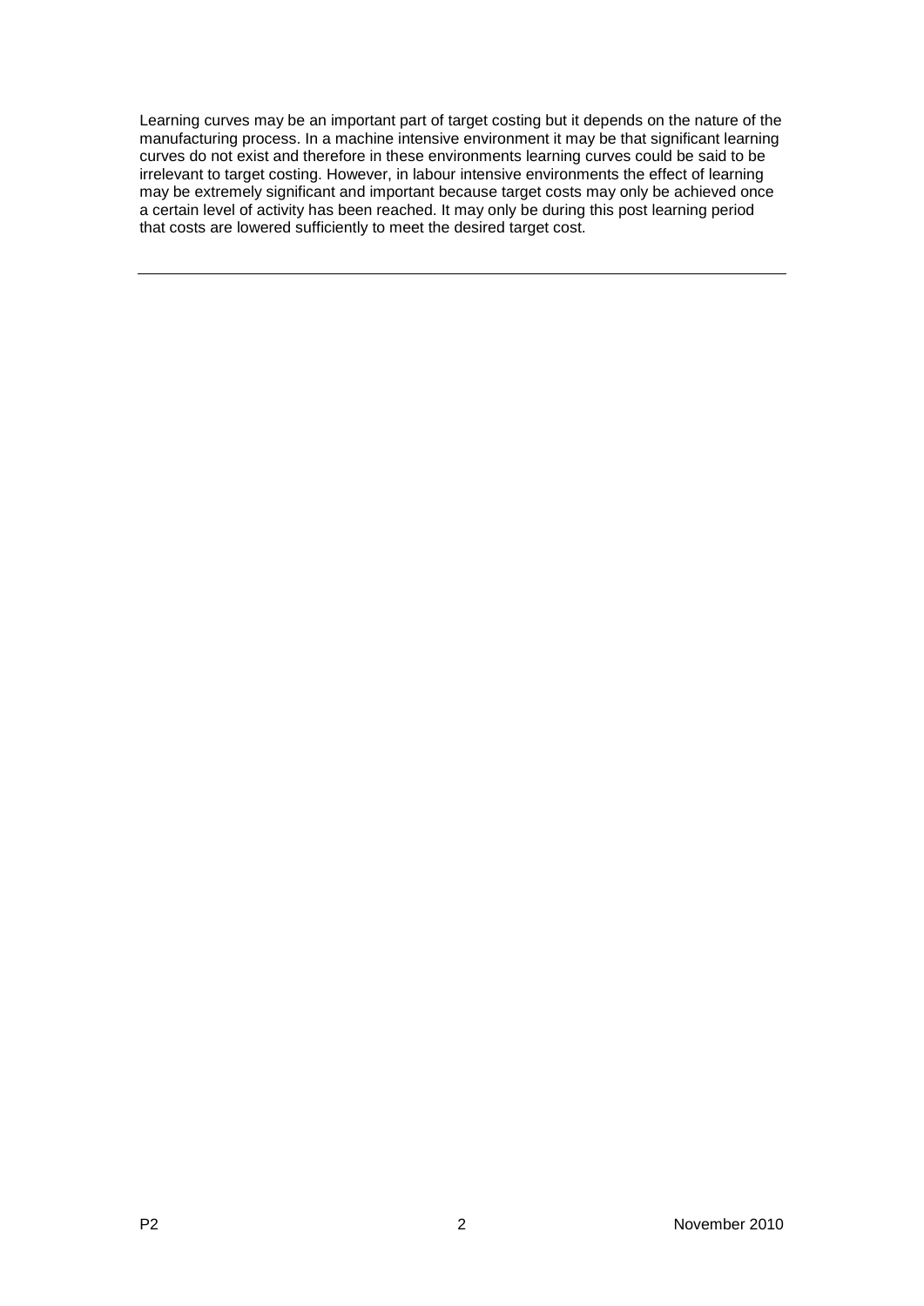Learning curves may be an important part of target costing but it depends on the nature of the manufacturing process. In a machine intensive environment it may be that significant learning curves do not exist and therefore in these environments learning curves could be said to be irrelevant to target costing. However, in labour intensive environments the effect of learning may be extremely significant and important because target costs may only be achieved once a certain level of activity has been reached. It may only be during this post learning period that costs are lowered sufficiently to meet the desired target cost.

---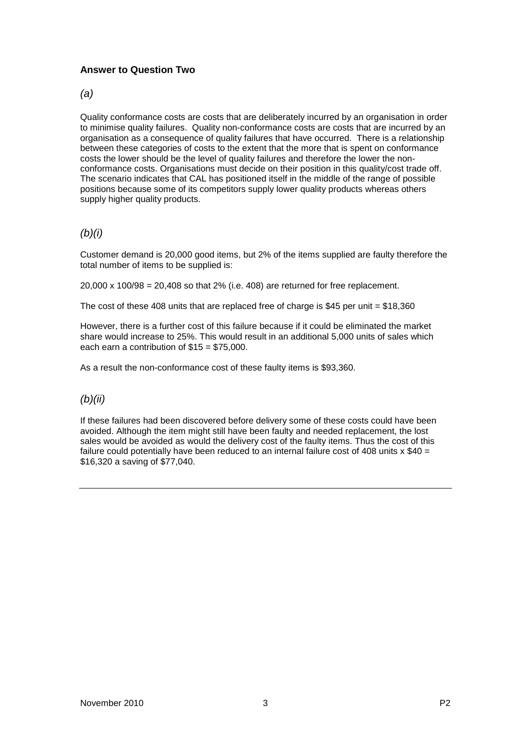## Answer to Question Two

*(a)*

Quality conformance costs are costs that are deliberately incurred by an organisation in order to minimise quality failures. Quality non-conformance costs are costs that are incurred by an organisation as a consequence of quality failures that have occurred. There is a relationship between these categories of costs to the extent that the more that is spent on conformance costs the lower should be the level of quality failures and therefore the lower the non-conformance costs. Organisations must decide on their position in this quality/cost trade off. The scenario indicates that CAL has positioned itself in the middle of the range of possible positions because some of its competitors supply lower quality products whereas others supply higher quality products.

*(b)(i)*

Customer demand is 20,000 good items, but 2% of the items supplied are faulty therefore the total number of items to be supplied is:

20,000 x 100/98 = 20,408 so that 2% (i.e. 408) are returned for free replacement.

The cost of these 408 units that are replaced free of charge is $45 per unit = $18,360

However, there is a further cost of this failure because if it could be eliminated the market share would increase to 25%. This would result in an additional 5,000 units of sales which each earn a contribution of $15 = $75,000.

As a result the non-conformance cost of these faulty items is $93,360.

*(b)(ii)*

If these failures had been discovered before delivery some of these costs could have been avoided. Although the item might still have been faulty and needed replacement, the lost sales would be avoided as would the delivery cost of the faulty items. Thus the cost of this failure could potentially have been reduced to an internal failure cost of 408 units x $40 = $16,320 a saving of $77,040.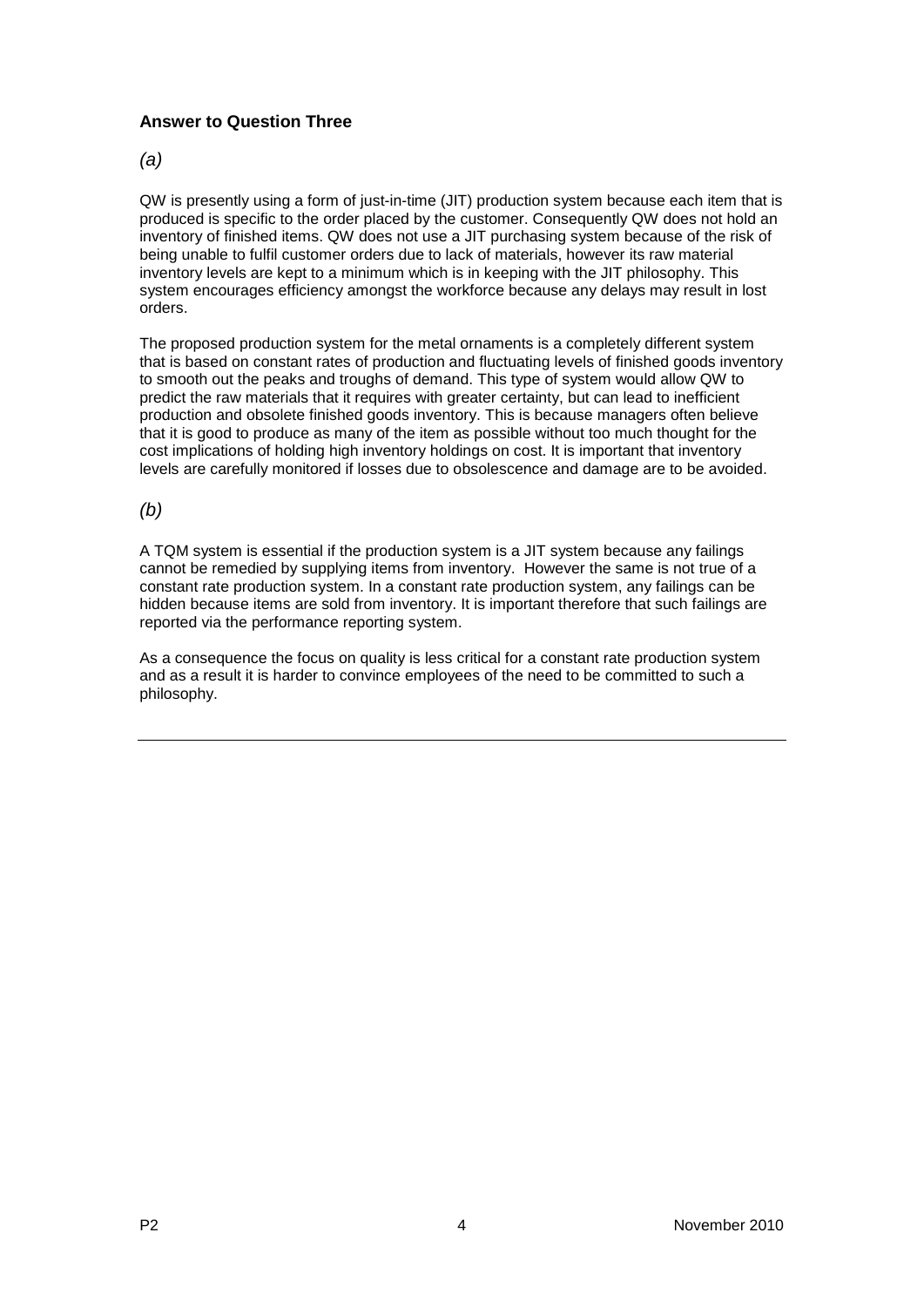### Answer to Question Three

*(a)*

QW is presently using a form of just-in-time (JIT) production system because each item that is produced is specific to the order placed by the customer. Consequently QW does not hold an inventory of finished items. QW does not use a JIT purchasing system because of the risk of being unable to fulfil customer orders due to lack of materials, however its raw material inventory levels are kept to a minimum which is in keeping with the JIT philosophy. This system encourages efficiency amongst the workforce because any delays may result in lost orders.

The proposed production system for the metal ornaments is a completely different system that is based on constant rates of production and fluctuating levels of finished goods inventory to smooth out the peaks and troughs of demand. This type of system would allow QW to predict the raw materials that it requires with greater certainty, but can lead to inefficient production and obsolete finished goods inventory. This is because managers often believe that it is good to produce as many of the item as possible without too much thought for the cost implications of holding high inventory holdings on cost. It is important that inventory levels are carefully monitored if losses due to obsolescence and damage are to be avoided.

*(b)*

A TQM system is essential if the production system is a JIT system because any failings cannot be remedied by supplying items from inventory. However the same is not true of a constant rate production system. In a constant rate production system, any failings can be hidden because items are sold from inventory. It is important therefore that such failings are reported via the performance reporting system.

As a consequence the focus on quality is less critical for a constant rate production system and as a result it is harder to convince employees of the need to be committed to such a philosophy.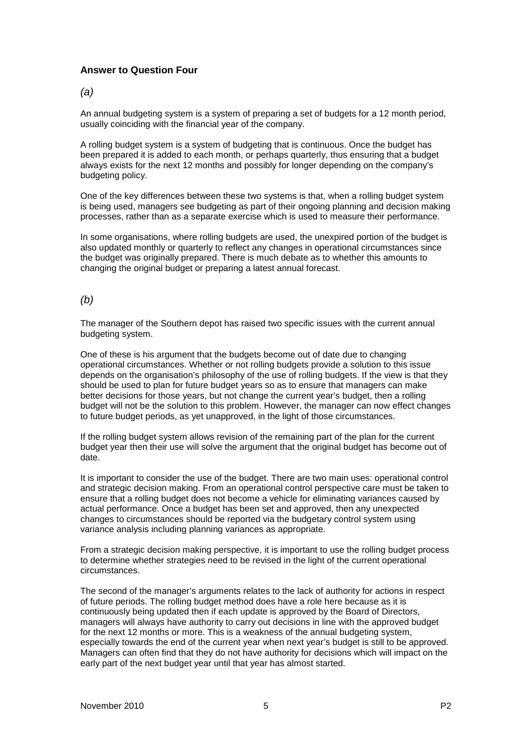## Answer to Question Four

*(a)*

An annual budgeting system is a system of preparing a set of budgets for a 12 month period, usually coinciding with the financial year of the company.

A rolling budget system is a system of budgeting that is continuous. Once the budget has been prepared it is added to each month, or perhaps quarterly, thus ensuring that a budget always exists for the next 12 months and possibly for longer depending on the company's budgeting policy.

One of the key differences between these two systems is that, when a rolling budget system is being used, managers see budgeting as part of their ongoing planning and decision making processes, rather than as a separate exercise which is used to measure their performance.

In some organisations, where rolling budgets are used, the unexpired portion of the budget is also updated monthly or quarterly to reflect any changes in operational circumstances since the budget was originally prepared. There is much debate as to whether this amounts to changing the original budget or preparing a latest annual forecast.

*(b)*

The manager of the Southern depot has raised two specific issues with the current annual budgeting system.

One of these is his argument that the budgets become out of date due to changing operational circumstances. Whether or not rolling budgets provide a solution to this issue depends on the organisation's philosophy of the use of rolling budgets. If the view is that they should be used to plan for future budget years so as to ensure that managers can make better decisions for those years, but not change the current year's budget, then a rolling budget will not be the solution to this problem. However, the manager can now effect changes to future budget periods, as yet unapproved, in the light of those circumstances.

If the rolling budget system allows revision of the remaining part of the plan for the current budget year then their use will solve the argument that the original budget has become out of date.

It is important to consider the use of the budget. There are two main uses: operational control and strategic decision making. From an operational control perspective care must be taken to ensure that a rolling budget does not become a vehicle for eliminating variances caused by actual performance. Once a budget has been set and approved, then any unexpected changes to circumstances should be reported via the budgetary control system using variance analysis including planning variances as appropriate.

From a strategic decision making perspective, it is important to use the rolling budget process to determine whether strategies need to be revised in the light of the current operational circumstances.

The second of the manager's arguments relates to the lack of authority for actions in respect of future periods. The rolling budget method does have a role here because as it is continuously being updated then if each update is approved by the Board of Directors, managers will always have authority to carry out decisions in line with the approved budget for the next 12 months or more. This is a weakness of the annual budgeting system, especially towards the end of the current year when next year's budget is still to be approved. Managers can often find that they do not have authority for decisions which will impact on the early part of the next budget year until that year has almost started.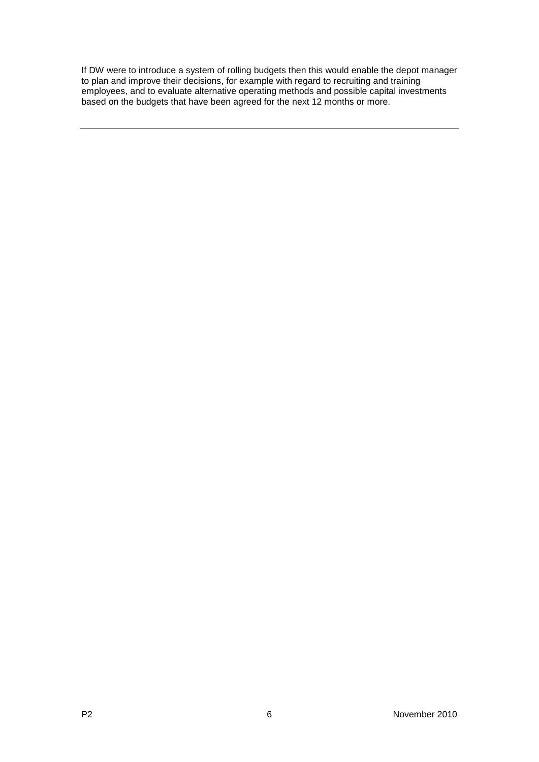If DW were to introduce a system of rolling budgets then this would enable the depot manager to plan and improve their decisions, for example with regard to recruiting and training employees, and to evaluate alternative operating methods and possible capital investments based on the budgets that have been agreed for the next 12 months or more.

---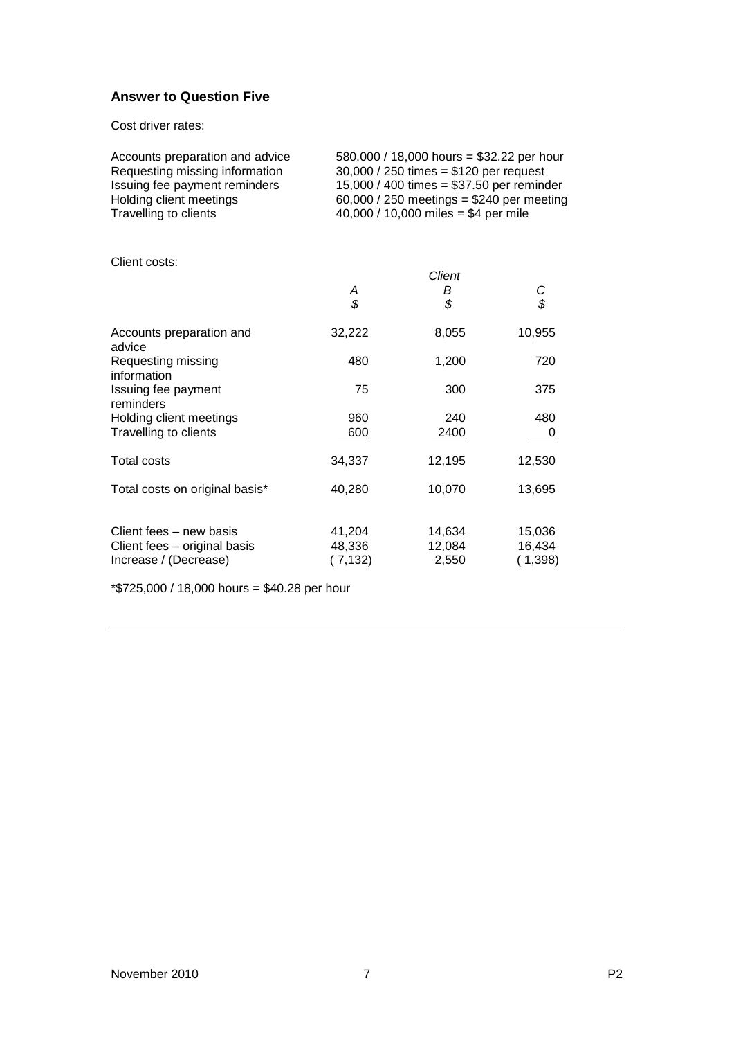**Answer to Question Five**

Cost driver rates:

| | |
|---|---|
| Accounts preparation and advice | 580,000 / 18,000 hours = \$32.22 per hour |
| Requesting missing information | 30,000 / 250 times = \$120 per request |
| Issuing fee payment reminders | 15,000 / 400 times = \$37.50 per reminder |
| Holding client meetings | 60,000 / 250 meetings = \$240 per meeting |
| Travelling to clients | 40,000 / 10,000 miles = \$4 per mile |

Client costs:

| | | *Client* | |
|---|---|---|---|
| | *A* | *B* | *C* |
| | *\$* | *\$* | *\$* |
| Accounts preparation and advice | 32,222 | 8,055 | 10,955 |
| Requesting missing information | 480 | 1,200 | 720 |
| Issuing fee payment reminders | 75 | 300 | 375 |
| Holding client meetings | 960 | 240 | 480 |
| Travelling to clients | 600 | 2400 | 0 |
| Total costs | 34,337 | 12,195 | 12,530 |
| Total costs on original basis* | 40,280 | 10,070 | 13,695 |
| Client fees – new basis | 41,204 | 14,634 | 15,036 |
| Client fees – original basis | 48,336 | 12,084 | 16,434 |
| Increase / (Decrease) | ( 7,132) | 2,550 | ( 1,398) |

*\$725,000 / 18,000 hours = \$40.28 per hour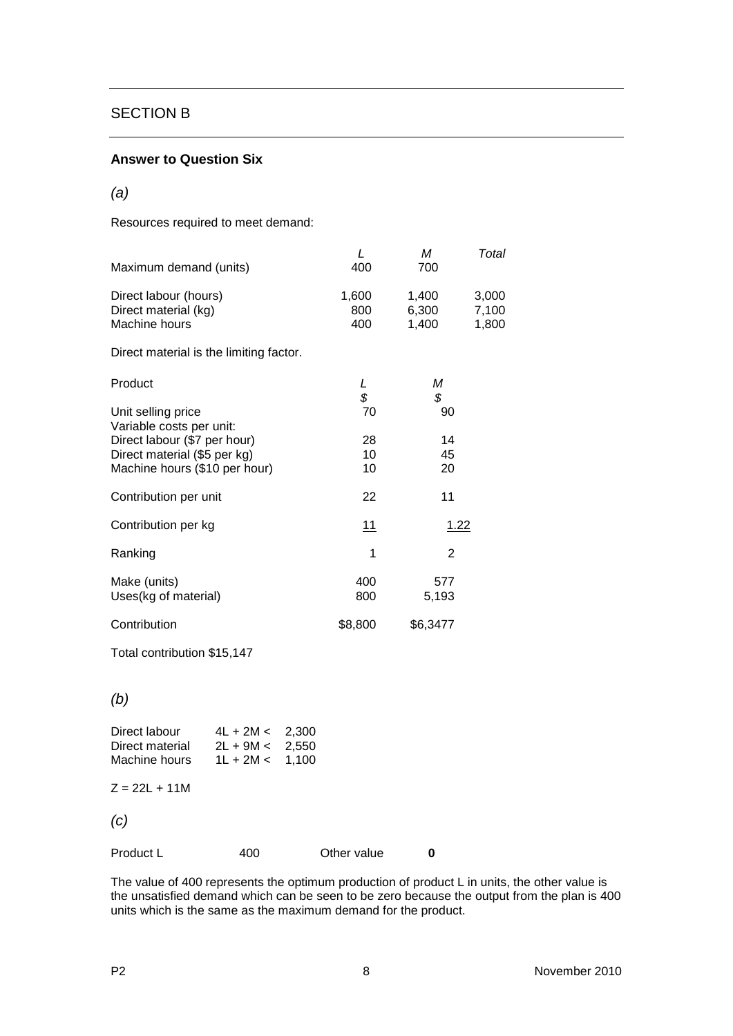## SECTION B

### Answer to Question Six

*(a)*

Resources required to meet demand:

| | *L* | *M* | *Total* |
|---|---|---|---|
| Maximum demand (units) | 400 | 700 | |
| Direct labour (hours) | 1,600 | 1,400 | 3,000 |
| Direct material (kg) | 800 | 6,300 | 7,100 |
| Machine hours | 400 | 1,400 | 1,800 |

Direct material is the limiting factor.

| Product | *L* | *M* |
|---|---|---|
| | *$* | *$* |
| Unit selling price | 70 | 90 |
| Variable costs per unit: | | |
| Direct labour ($7 per hour) | 28 | 14 |
| Direct material ($5 per kg) | 10 | 45 |
| Machine hours ($10 per hour) | 10 | 20 |
| Contribution per unit | 22 | 11 |
| Contribution per kg | 11 | 1.22 |
| Ranking | 1 | 2 |
| Make (units) | 400 | 577 |
| Uses(kg of material) | 800 | 5,193 |
| Contribution | $8,800 | $6,3477 |

Total contribution $15,147

*(b)*

| | | |
|---|---|---|
| Direct labour | $4L + 2M <$ | 2,300 |
| Direct material | $2L + 9M <$ | 2,550 |
| Machine hours | $1L + 2M <$ | 1,100 |

$Z = 22L + 11M$

*(c)*

| | | | |
|---|---|---|---|
| Product L | 400 | Other value | **0** |

The value of 400 represents the optimum production of product L in units, the other value is the unsatisfied demand which can be seen to be zero because the output from the plan is 400 units which is the same as the maximum demand for the product.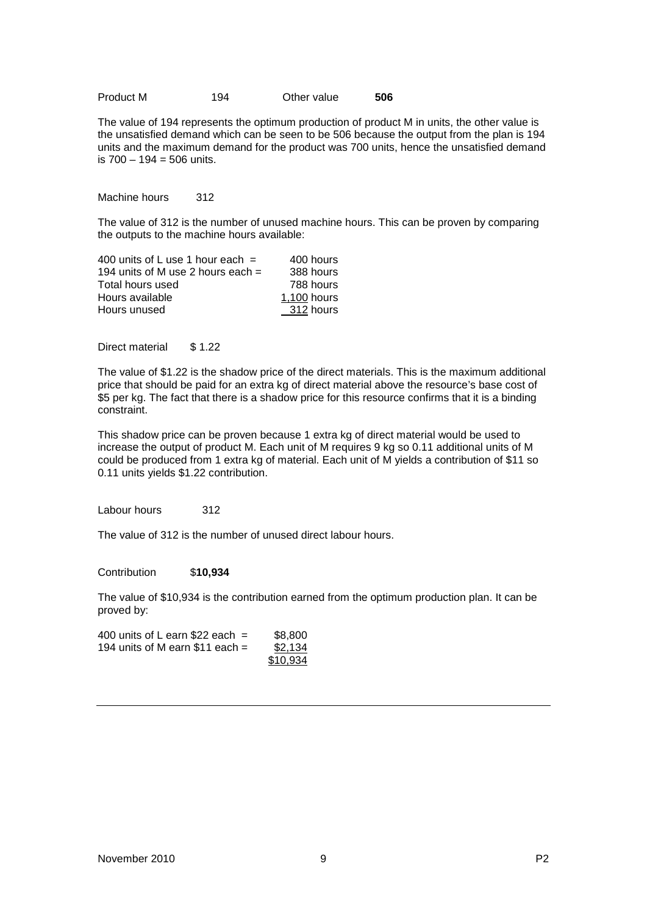Product M  194  Other value  **506**

The value of 194 represents the optimum production of product M in units, the other value is the unsatisfied demand which can be seen to be 506 because the output from the plan is 194 units and the maximum demand for the product was 700 units, hence the unsatisfied demand is 700 – 194 = 506 units.

Machine hours  312

The value of 312 is the number of unused machine hours. This can be proven by comparing the outputs to the machine hours available:

| | |
|---|---|
| 400 units of L use 1 hour each = | 400 hours |
| 194 units of M use 2 hours each = | 388 hours |
| Total hours used | 788 hours |
| Hours available | 1,100 hours |
| Hours unused | 312 hours |

Direct material  $ 1.22

The value of $1.22 is the shadow price of the direct materials. This is the maximum additional price that should be paid for an extra kg of direct material above the resource's base cost of $5 per kg. The fact that there is a shadow price for this resource confirms that it is a binding constraint.

This shadow price can be proven because 1 extra kg of direct material would be used to increase the output of product M. Each unit of M requires 9 kg so 0.11 additional units of M could be produced from 1 extra kg of material. Each unit of M yields a contribution of $11 so 0.11 units yields $1.22 contribution.

Labour hours  312

The value of 312 is the number of unused direct labour hours.

Contribution  $**10,934**

The value of $10,934 is the contribution earned from the optimum production plan. It can be proved by:

| | |
|---|---|
| 400 units of L earn $22 each = | $8,800 |
| 194 units of M earn $11 each = | $2,134 |
| | $10,934 |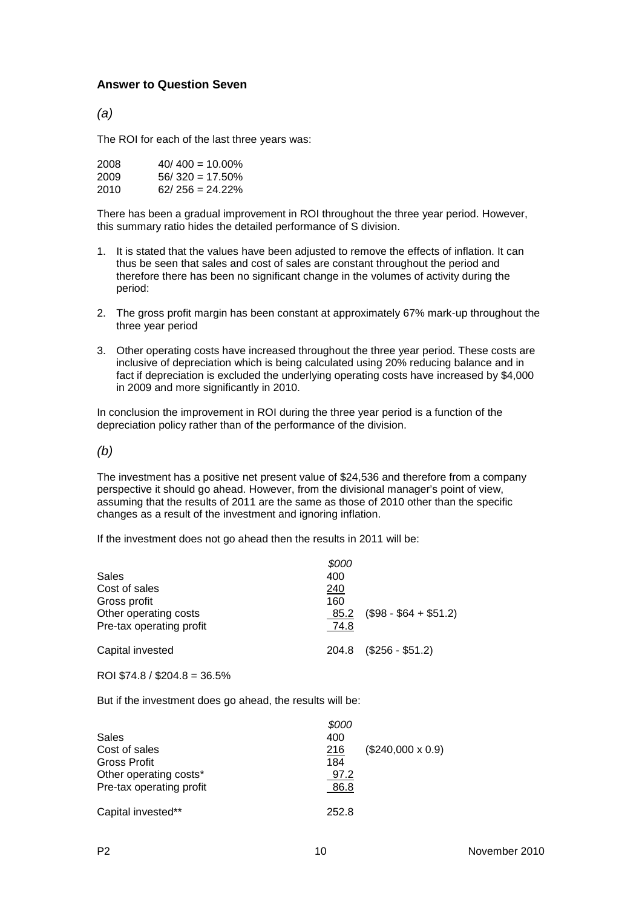### Answer to Question Seven

*(a)*

The ROI for each of the last three years was:

| | |
|---|---|
| 2008 | 40/ 400 = 10.00% |
| 2009 | 56/ 320 = 17.50% |
| 2010 | 62/ 256 = 24.22% |

There has been a gradual improvement in ROI throughout the three year period. However, this summary ratio hides the detailed performance of S division.

1. It is stated that the values have been adjusted to remove the effects of inflation. It can thus be seen that sales and cost of sales are constant throughout the period and therefore there has been no significant change in the volumes of activity during the period:

2. The gross profit margin has been constant at approximately 67% mark-up throughout the three year period

3. Other operating costs have increased throughout the three year period. These costs are inclusive of depreciation which is being calculated using 20% reducing balance and in fact if depreciation is excluded the underlying operating costs have increased by $4,000 in 2009 and more significantly in 2010.

In conclusion the improvement in ROI during the three year period is a function of the depreciation policy rather than of the performance of the division.

*(b)*

The investment has a positive net present value of $24,536 and therefore from a company perspective it should go ahead. However, from the divisional manager's point of view, assuming that the results of 2011 are the same as those of 2010 other than the specific changes as a result of the investment and ignoring inflation.

If the investment does not go ahead then the results in 2011 will be:

| | *$000* | |
|---|---|---|
| Sales | 400 | |
| Cost of sales | 240 | |
| Gross profit | 160 | |
| Other operating costs | 85.2 | ($98 - $64 + $51.2) |
| Pre-tax operating profit | 74.8 | |
| | | |
| Capital invested | 204.8 | ($256 - $51.2) |

ROI $74.8 / $204.8 = 36.5%

But if the investment does go ahead, the results will be:

| | *$000* | |
|---|---|---|
| Sales | 400 | |
| Cost of sales | 216 | ($240,000 x 0.9) |
| Gross Profit | 184 | |
| Other operating costs* | 97.2 | |
| Pre-tax operating profit | 86.8 | |
| | | |
| Capital invested** | 252.8 | |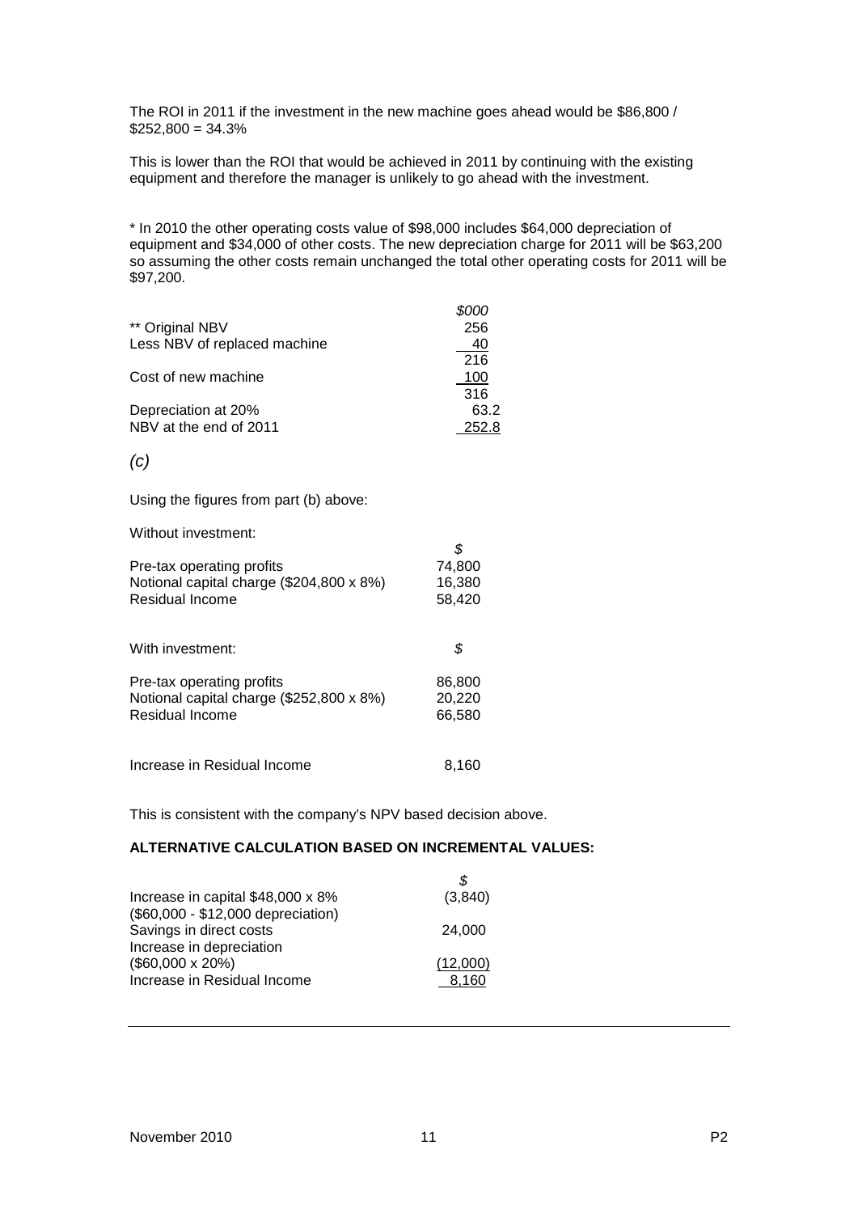The ROI in 2011 if the investment in the new machine goes ahead would be \$86,800 / \$252,800 = 34.3%

This is lower than the ROI that would be achieved in 2011 by continuing with the existing equipment and therefore the manager is unlikely to go ahead with the investment.

\* In 2010 the other operating costs value of \$98,000 includes \$64,000 depreciation of equipment and \$34,000 of other costs. The new depreciation charge for 2011 will be \$63,200 so assuming the other costs remain unchanged the total other operating costs for 2011 will be \$97,200.

| | *\$000* |
|---|---|
| ** Original NBV | 256 |
| Less NBV of replaced machine | 40 |
| | 216 |
| Cost of new machine | 100 |
| | 316 |
| Depreciation at 20% | 63.2 |
| NBV at the end of 2011 | 252.8 |

*(c)*

Using the figures from part (b) above:

Without investment:

| | *\$* |
|---|---|
| Pre-tax operating profits | 74,800 |
| Notional capital charge (\$204,800 x 8%) | 16,380 |
| Residual Income | 58,420 |

With investment:

| | *\$* |
|---|---|
| Pre-tax operating profits | 86,800 |
| Notional capital charge (\$252,800 x 8%) | 20,220 |
| Residual Income | 66,580 |

| | |
|---|---|
| Increase in Residual Income | 8,160 |

This is consistent with the company's NPV based decision above.

**ALTERNATIVE CALCULATION BASED ON INCREMENTAL VALUES:**

| | *\$* |
|---|---|
| Increase in capital \$48,000 x 8% (\$60,000 - \$12,000 depreciation) | (3,840) |
| Savings in direct costs | 24,000 |
| Increase in depreciation (\$60,000 x 20%) | (12,000) |
| Increase in Residual Income | 8,160 |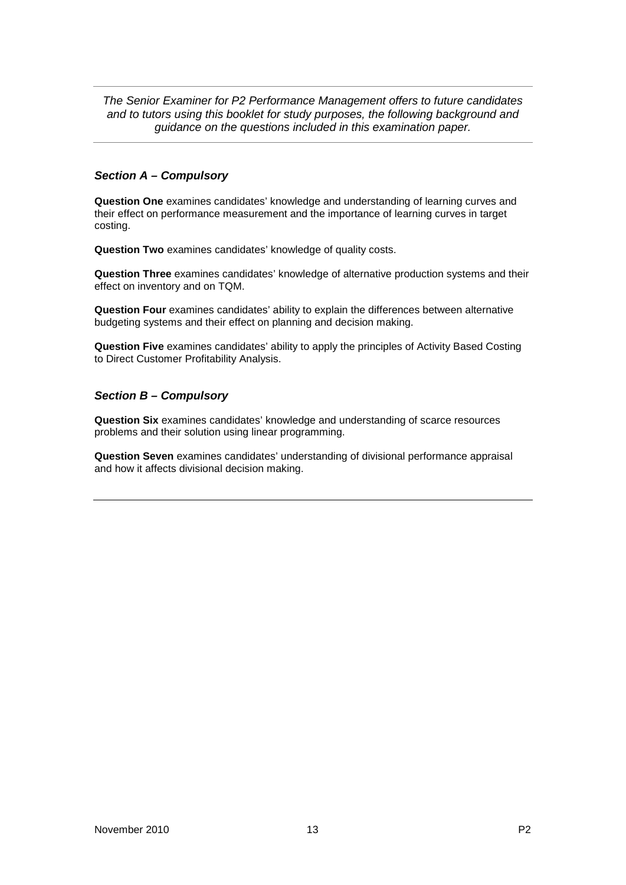*The Senior Examiner for P2 Performance Management offers to future candidates and to tutors using this booklet for study purposes, the following background and guidance on the questions included in this examination paper.*

### *Section A – Compulsory*

**Question One** examines candidates' knowledge and understanding of learning curves and their effect on performance measurement and the importance of learning curves in target costing.

**Question Two** examines candidates' knowledge of quality costs.

**Question Three** examines candidates' knowledge of alternative production systems and their effect on inventory and on TQM.

**Question Four** examines candidates' ability to explain the differences between alternative budgeting systems and their effect on planning and decision making.

**Question Five** examines candidates' ability to apply the principles of Activity Based Costing to Direct Customer Profitability Analysis.

### *Section B – Compulsory*

**Question Six** examines candidates' knowledge and understanding of scarce resources problems and their solution using linear programming.

**Question Seven** examines candidates' understanding of divisional performance appraisal and how it affects divisional decision making.